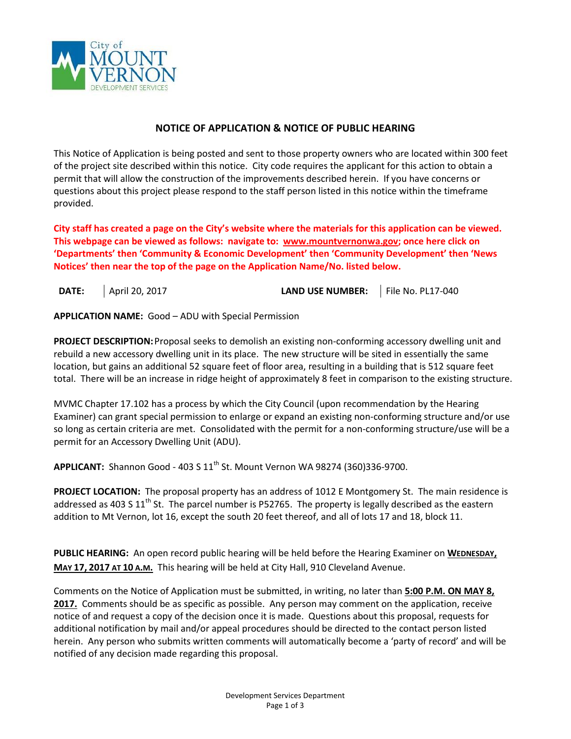City of MOUNT VERNON DEVELOPMENT SERVICES

## NOTICE OF APPLICATION & NOTICE OF PUBLIC HEARING

This Notice of Application is being posted and sent to those property owners who are located within 300 feet of the project site described within this notice. City code requires the applicant for this action to obtain a permit that will allow the construction of the improvements described herein. If you have concerns or questions about this project please respond to the staff person listed in this notice within the timeframe provided.

**City staff has created a page on the City's website where the materials for this application can be viewed. This webpage can be viewed as follows: navigate to: www.mountvernonwa.gov; once here click on 'Departments' then 'Community & Economic Development' then 'Community Development' then 'News Notices' then near the top of the page on the Application Name/No. listed below.**

| **DATE:** | April 20, 2017 | **LAND USE NUMBER:** | File No. PL17-040 |
|---|---|---|---|

**APPLICATION NAME:** Good – ADU with Special Permission

**PROJECT DESCRIPTION:** Proposal seeks to demolish an existing non-conforming accessory dwelling unit and rebuild a new accessory dwelling unit in its place. The new structure will be sited in essentially the same location, but gains an additional 52 square feet of floor area, resulting in a building that is 512 square feet total. There will be an increase in ridge height of approximately 8 feet in comparison to the existing structure.

MVMC Chapter 17.102 has a process by which the City Council (upon recommendation by the Hearing Examiner) can grant special permission to enlarge or expand an existing non-conforming structure and/or use so long as certain criteria are met. Consolidated with the permit for a non-conforming structure/use will be a permit for an Accessory Dwelling Unit (ADU).

**APPLICANT:** Shannon Good - 403 S 11th St. Mount Vernon WA 98274 (360)336-9700.

**PROJECT LOCATION:** The proposal property has an address of 1012 E Montgomery St. The main residence is addressed as 403 S 11th St. The parcel number is P52765. The property is legally described as the eastern addition to Mt Vernon, lot 16, except the south 20 feet thereof, and all of lots 17 and 18, block 11.

**PUBLIC HEARING:** An open record public hearing will be held before the Hearing Examiner on **WEDNESDAY, MAY 17, 2017 AT 10 A.M.** This hearing will be held at City Hall, 910 Cleveland Avenue.

Comments on the Notice of Application must be submitted, in writing, no later than **5:00 P.M. ON MAY 8, 2017.** Comments should be as specific as possible. Any person may comment on the application, receive notice of and request a copy of the decision once it is made. Questions about this proposal, requests for additional notification by mail and/or appeal procedures should be directed to the contact person listed herein. Any person who submits written comments will automatically become a 'party of record' and will be notified of any decision made regarding this proposal.

Development Services Department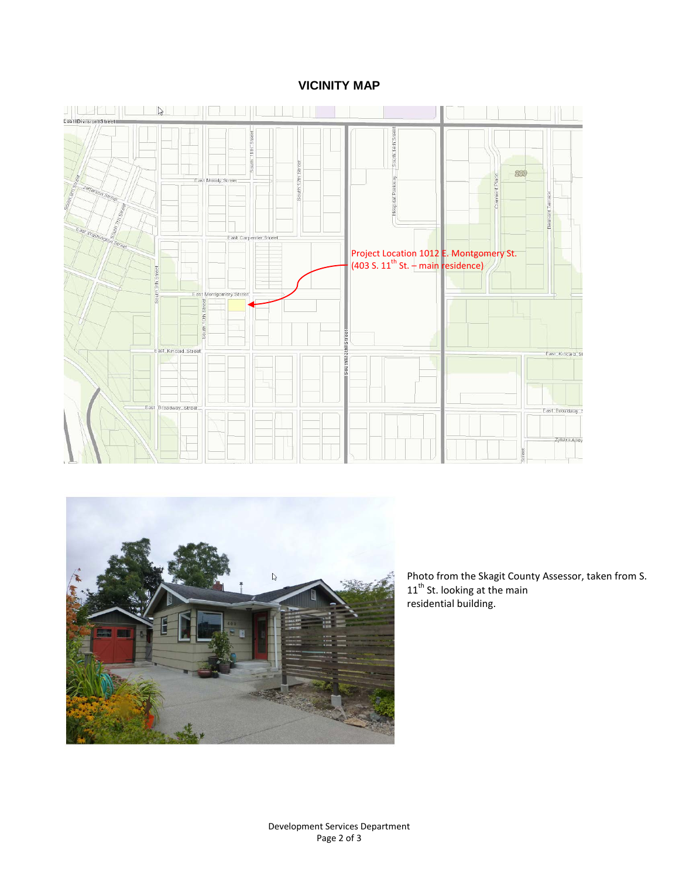## VICINITY MAP

Project Location 1012 E. Montgomery St. (403 S. 11th St. – main residence)

Photo from the Skagit County Assessor, taken from S. 11th St. looking at the main residential building.

Development Services Department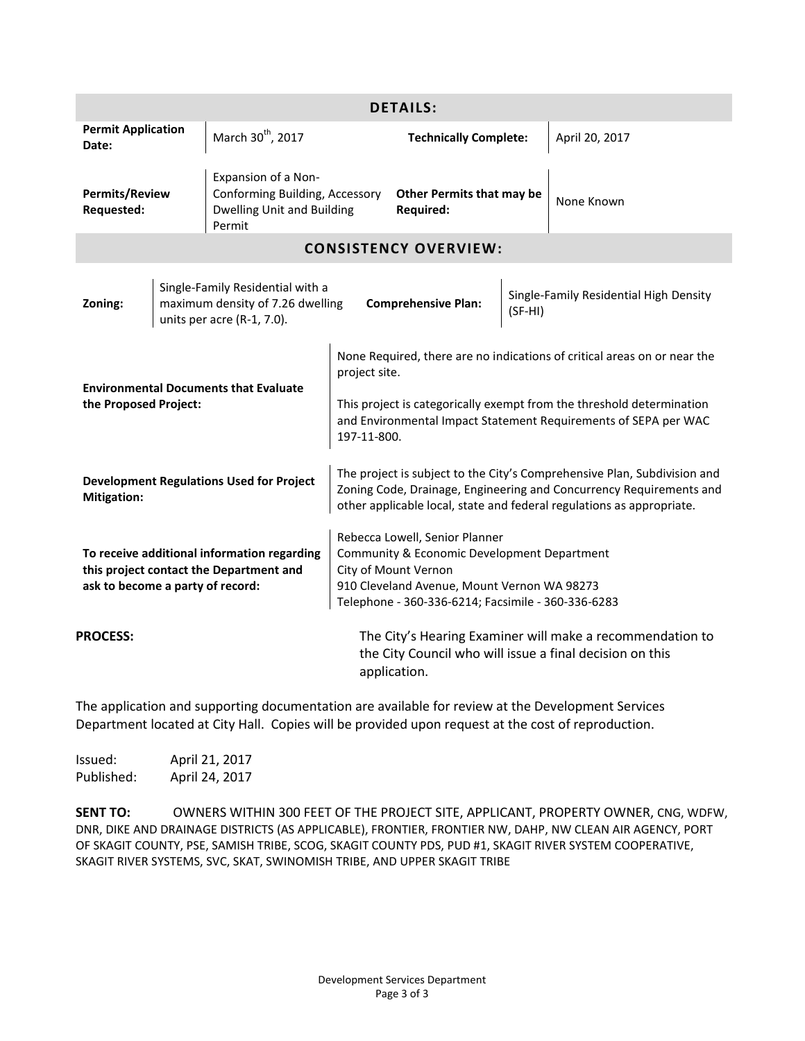## DETAILS:

| | | | |
|---|---|---|---|
| **Permit Application Date:** | March 30th, 2017 | **Technically Complete:** | April 20, 2017 |
| **Permits/Review Requested:** | Expansion of a Non-Conforming Building, Accessory Dwelling Unit and Building Permit | **Other Permits that may be Required:** | None Known |

## CONSISTENCY OVERVIEW:

| | | | |
|---|---|---|---|
| **Zoning:** | Single-Family Residential with a maximum density of 7.26 dwelling units per acre (R-1, 7.0). | **Comprehensive Plan:** | Single-Family Residential High Density (SF-HI) |

| | |
|---|---|
| **Environmental Documents that Evaluate the Proposed Project:** | None Required, there are no indications of critical areas on or near the project site.<br><br>This project is categorically exempt from the threshold determination and Environmental Impact Statement Requirements of SEPA per WAC 197-11-800. |
| **Development Regulations Used for Project Mitigation:** | The project is subject to the City's Comprehensive Plan, Subdivision and Zoning Code, Drainage, Engineering and Concurrency Requirements and other applicable local, state and federal regulations as appropriate. |
| **To receive additional information regarding this project contact the Department and ask to become a party of record:** | Rebecca Lowell, Senior Planner<br>Community & Economic Development Department<br>City of Mount Vernon<br>910 Cleveland Avenue, Mount Vernon WA 98273<br>Telephone - 360-336-6214; Facsimile - 360-336-6283 |

**PROCESS:** The City's Hearing Examiner will make a recommendation to the City Council who will issue a final decision on this application.

The application and supporting documentation are available for review at the Development Services Department located at City Hall. Copies will be provided upon request at the cost of reproduction.

Issued: April 21, 2017
Published: April 24, 2017

**SENT TO:** OWNERS WITHIN 300 FEET OF THE PROJECT SITE, APPLICANT, PROPERTY OWNER, CNG, WDFW, DNR, DIKE AND DRAINAGE DISTRICTS (AS APPLICABLE), FRONTIER, FRONTIER NW, DAHP, NW CLEAN AIR AGENCY, PORT OF SKAGIT COUNTY, PSE, SAMISH TRIBE, SCOG, SKAGIT COUNTY PDS, PUD #1, SKAGIT RIVER SYSTEM COOPERATIVE, SKAGIT RIVER SYSTEMS, SVC, SKAT, SWINOMISH TRIBE, AND UPPER SKAGIT TRIBE